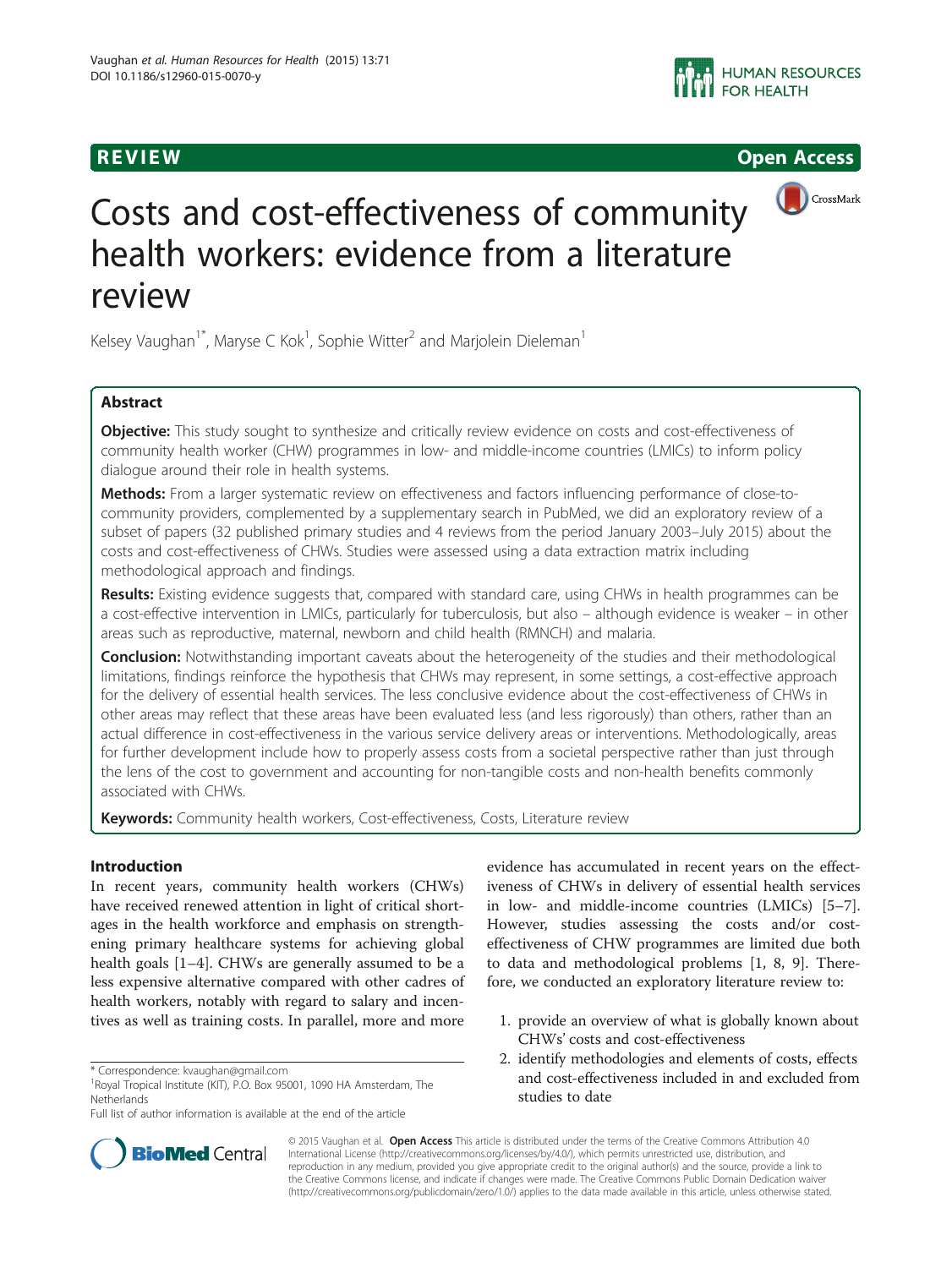REVIEW Open Access

# Costs and cost-effectiveness of community health workers: evidence from a literature review

Kelsey Vaughan[1*], Maryse C Kok[1], Sophie Witter[2] and Marjolein Dieleman[1]

## Abstract

**Objective:** This study sought to synthesize and critically review evidence on costs and cost-effectiveness of community health worker (CHW) programmes in low- and middle-income countries (LMICs) to inform policy dialogue around their role in health systems.

**Methods:** From a larger systematic review on effectiveness and factors influencing performance of close-to-community providers, complemented by a supplementary search in PubMed, we did an exploratory review of a subset of papers (32 published primary studies and 4 reviews from the period January 2003–July 2015) about the costs and cost-effectiveness of CHWs. Studies were assessed using a data extraction matrix including methodological approach and findings.

**Results:** Existing evidence suggests that, compared with standard care, using CHWs in health programmes can be a cost-effective intervention in LMICs, particularly for tuberculosis, but also – although evidence is weaker – in other areas such as reproductive, maternal, newborn and child health (RMNCH) and malaria.

**Conclusion:** Notwithstanding important caveats about the heterogeneity of the studies and their methodological limitations, findings reinforce the hypothesis that CHWs may represent, in some settings, a cost-effective approach for the delivery of essential health services. The less conclusive evidence about the cost-effectiveness of CHWs in other areas may reflect that these areas have been evaluated less (and less rigorously) than others, rather than an actual difference in cost-effectiveness in the various service delivery areas or interventions. Methodologically, areas for further development include how to properly assess costs from a societal perspective rather than just through the lens of the cost to government and accounting for non-tangible costs and non-health benefits commonly associated with CHWs.

**Keywords:** Community health workers, Cost-effectiveness, Costs, Literature review

## Introduction

In recent years, community health workers (CHWs) have received renewed attention in light of critical shortages in the health workforce and emphasis on strengthening primary healthcare systems for achieving global health goals [1–4]. CHWs are generally assumed to be a less expensive alternative compared with other cadres of health workers, notably with regard to salary and incentives as well as training costs. In parallel, more and more evidence has accumulated in recent years on the effectiveness of CHWs in delivery of essential health services in low- and middle-income countries (LMICs) [5–7]. However, studies assessing the costs and/or cost-effectiveness of CHW programmes are limited due both to data and methodological problems [1, 8, 9]. Therefore, we conducted an exploratory literature review to:

1. provide an overview of what is globally known about CHWs' costs and cost-effectiveness
2. identify methodologies and elements of costs, effects and cost-effectiveness included in and excluded from studies to date

\* Correspondence: kvaughan@gmail.com
[1]Royal Tropical Institute (KIT), P.O. Box 95001, 1090 HA Amsterdam, The Netherlands
Full list of author information is available at the end of the article

© 2015 Vaughan et al. **Open Access** This article is distributed under the terms of the Creative Commons Attribution 4.0 International License (http://creativecommons.org/licenses/by/4.0/), which permits unrestricted use, distribution, and reproduction in any medium, provided you give appropriate credit to the original author(s) and the source, provide a link to the Creative Commons license, and indicate if changes were made. The Creative Commons Public Domain Dedication waiver (http://creativecommons.org/publicdomain/zero/1.0/) applies to the data made available in this article, unless otherwise stated.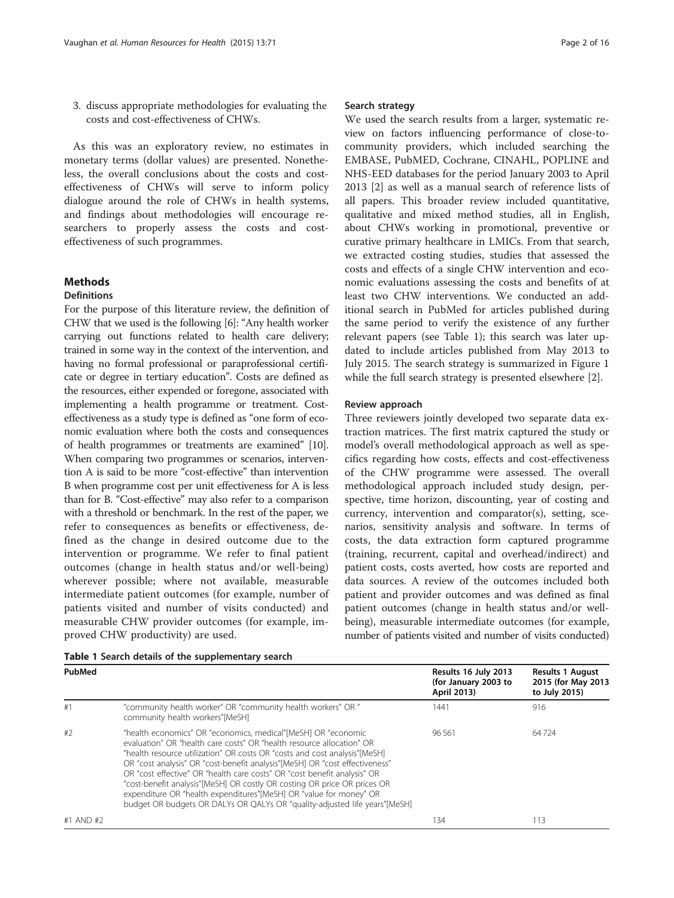3. discuss appropriate methodologies for evaluating the costs and cost-effectiveness of CHWs.

As this was an exploratory review, no estimates in monetary terms (dollar values) are presented. Nonetheless, the overall conclusions about the costs and cost-effectiveness of CHWs will serve to inform policy dialogue around the role of CHWs in health systems, and findings about methodologies will encourage researchers to properly assess the costs and cost-effectiveness of such programmes.

## Methods

### Definitions

For the purpose of this literature review, the definition of CHW that we used is the following [6]: "Any health worker carrying out functions related to health care delivery; trained in some way in the context of the intervention, and having no formal professional or paraprofessional certificate or degree in tertiary education". Costs are defined as the resources, either expended or foregone, associated with implementing a health programme or treatment. Cost-effectiveness as a study type is defined as "one form of economic evaluation where both the costs and consequences of health programmes or treatments are examined" [10]. When comparing two programmes or scenarios, intervention A is said to be more "cost-effective" than intervention B when programme cost per unit effectiveness for A is less than for B. "Cost-effective" may also refer to a comparison with a threshold or benchmark. In the rest of the paper, we refer to consequences as benefits or effectiveness, defined as the change in desired outcome due to the intervention or programme. We refer to final patient outcomes (change in health status and/or well-being) wherever possible; where not available, measurable intermediate patient outcomes (for example, number of patients visited and number of visits conducted) and measurable CHW provider outcomes (for example, improved CHW productivity) are used.

### Search strategy

We used the search results from a larger, systematic review on factors influencing performance of close-to-community providers, which included searching the EMBASE, PubMED, Cochrane, CINAHL, POPLINE and NHS-EED databases for the period January 2003 to April 2013 [2] as well as a manual search of reference lists of all papers. This broader review included quantitative, qualitative and mixed method studies, all in English, about CHWs working in promotional, preventive or curative primary healthcare in LMICs. From that search, we extracted costing studies, studies that assessed the costs and effects of a single CHW intervention and economic evaluations assessing the costs and benefits of at least two CHW interventions. We conducted an additional search in PubMed for articles published during the same period to verify the existence of any further relevant papers (see Table 1); this search was later updated to include articles published from May 2013 to July 2015. The search strategy is summarized in Figure 1 while the full search strategy is presented elsewhere [2].

### Review approach

Three reviewers jointly developed two separate data extraction matrices. The first matrix captured the study or model's overall methodological approach as well as specifics regarding how costs, effects and cost-effectiveness of the CHW programme were assessed. The overall methodological approach included study design, perspective, time horizon, discounting, year of costing and currency, intervention and comparator(s), setting, scenarios, sensitivity analysis and software. In terms of costs, the data extraction form captured programme (training, recurrent, capital and overhead/indirect) and patient costs, costs averted, how costs are reported and data sources. A review of the outcomes included both patient and provider outcomes and was defined as final patient outcomes (change in health status and/or well-being), measurable intermediate outcomes (for example, number of patients visited and number of visits conducted)

**Table 1** Search details of the supplementary search

| PubMed | | Results 16 July 2013 (for January 2003 to April 2013) | Results 1 August 2015 (for May 2013 to July 2015) |
|---|---|---|---|
| #1 | "community health worker" OR "community health workers" OR " community health workers"[MeSH] | 1441 | 916 |
| #2 | "health economics" OR "economics, medical"[MeSH] OR "economic evaluation" OR "health care costs" OR "health resource allocation" OR "health resource utilization" OR costs OR "costs and cost analysis"[MeSH] OR "cost analysis" OR "cost-benefit analysis"[MeSH] OR "cost effectiveness" OR "cost effective" OR "health care costs" OR "cost benefit analysis" OR "cost-benefit analysis"[MeSH] OR costly OR costing OR price OR prices OR expenditure OR "health expenditures"[MeSH] OR "value for money" OR budget OR budgets OR DALYs OR QALYs OR "quality-adjusted life years"[MeSH] | 96 561 | 64 724 |
| #1 AND #2 | | 134 | 113 |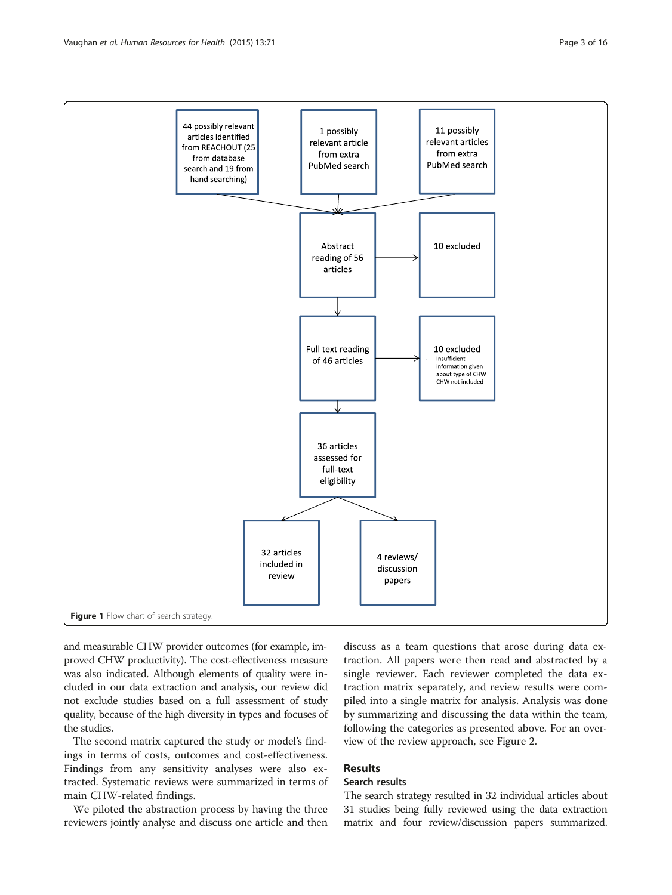44 possibly relevant articles identified from REACHOUT (25 from database search and 19 from hand searching)

1 possibly relevant article from extra PubMed search

11 possibly relevant articles from extra PubMed search

Abstract reading of 56 articles

10 excluded

Full text reading of 46 articles

10 excluded
- Insufficient information given about type of CHW
- CHW not included

36 articles assessed for full-text eligibility

32 articles included in review

4 reviews/ discussion papers

**Figure 1** Flow chart of search strategy.

and measurable CHW provider outcomes (for example, improved CHW productivity). The cost-effectiveness measure was also indicated. Although elements of quality were included in our data extraction and analysis, our review did not exclude studies based on a full assessment of study quality, because of the high diversity in types and focuses of the studies.

The second matrix captured the study or model's findings in terms of costs, outcomes and cost-effectiveness. Findings from any sensitivity analyses were also extracted. Systematic reviews were summarized in terms of main CHW-related findings.

We piloted the abstraction process by having the three reviewers jointly analyse and discuss one article and then discuss as a team questions that arose during data extraction. All papers were then read and abstracted by a single reviewer. Each reviewer completed the data extraction matrix separately, and review results were compiled into a single matrix for analysis. Analysis was done by summarizing and discussing the data within the team, following the categories as presented above. For an overview of the review approach, see Figure 2.

## Results

### Search results

The search strategy resulted in 32 individual articles about 31 studies being fully reviewed using the data extraction matrix and four review/discussion papers summarized.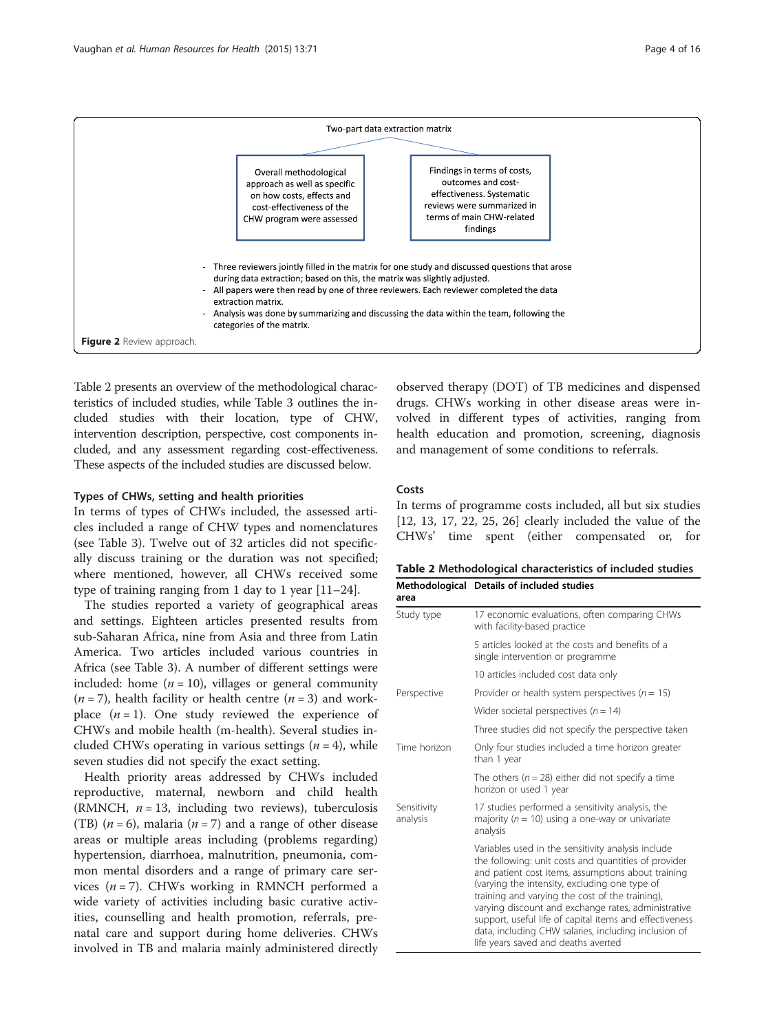Two-part data extraction matrix

Overall methodological approach as well as specific on how costs, effects and cost-effectiveness of the CHW program were assessed

Findings in terms of costs, outcomes and cost-effectiveness. Systematic reviews were summarized in terms of main CHW-related findings

- Three reviewers jointly filled in the matrix for one study and discussed questions that arose during data extraction; based on this, the matrix was slightly adjusted.
- All papers were then read by one of three reviewers. Each reviewer completed the data extraction matrix.
- Analysis was done by summarizing and discussing the data within the team, following the categories of the matrix.

**Figure 2** Review approach.

Table 2 presents an overview of the methodological characteristics of included studies, while Table 3 outlines the included studies with their location, type of CHW, intervention description, perspective, cost components included, and any assessment regarding cost-effectiveness. These aspects of the included studies are discussed below.

#### Types of CHWs, setting and health priorities

In terms of types of CHWs included, the assessed articles included a range of CHW types and nomenclatures (see Table 3). Twelve out of 32 articles did not specifically discuss training or the duration was not specified; where mentioned, however, all CHWs received some type of training ranging from 1 day to 1 year [11–24].

The studies reported a variety of geographical areas and settings. Eighteen articles presented results from sub-Saharan Africa, nine from Asia and three from Latin America. Two articles included various countries in Africa (see Table 3). A number of different settings were included: home ($n = 10$), villages or general community ($n = 7$), health facility or health centre ($n = 3$) and workplace ($n = 1$). One study reviewed the experience of CHWs and mobile health (m-health). Several studies included CHWs operating in various settings ($n = 4$), while seven studies did not specify the exact setting.

Health priority areas addressed by CHWs included reproductive, maternal, newborn and child health (RMNCH, $n = 13$, including two reviews), tuberculosis (TB) ($n = 6$), malaria ($n = 7$) and a range of other disease areas or multiple areas including (problems regarding) hypertension, diarrhoea, malnutrition, pneumonia, common mental disorders and a range of primary care services ($n = 7$). CHWs working in RMNCH performed a wide variety of activities including basic curative activities, counselling and health promotion, referrals, prenatal care and support during home deliveries. CHWs involved in TB and malaria mainly administered directly observed therapy (DOT) of TB medicines and dispensed drugs. CHWs working in other disease areas were involved in different types of activities, ranging from health education and promotion, screening, diagnosis and management of some conditions to referrals.

#### Costs

In terms of programme costs included, all but six studies [12, 13, 17, 22, 25, 26] clearly included the value of the CHWs' time spent (either compensated or, for

**Table 2** Methodological characteristics of included studies

| Methodological area | Details of included studies |
|---|---|
| Study type | 17 economic evaluations, often comparing CHWs with facility-based practice |
| | 5 articles looked at the costs and benefits of a single intervention or programme |
| | 10 articles included cost data only |
| Perspective | Provider or health system perspectives ($n = 15$) |
| | Wider societal perspectives ($n = 14$) |
| | Three studies did not specify the perspective taken |
| Time horizon | Only four studies included a time horizon greater than 1 year |
| | The others ($n = 28$) either did not specify a time horizon or used 1 year |
| Sensitivity analysis | 17 studies performed a sensitivity analysis, the majority ($n = 10$) using a one-way or univariate analysis |
| | Variables used in the sensitivity analysis include the following: unit costs and quantities of provider and patient cost items, assumptions about training (varying the intensity, excluding one type of training and varying the cost of the training), varying discount and exchange rates, administrative support, useful life of capital items and effectiveness data, including CHW salaries, including inclusion of life years saved and deaths averted |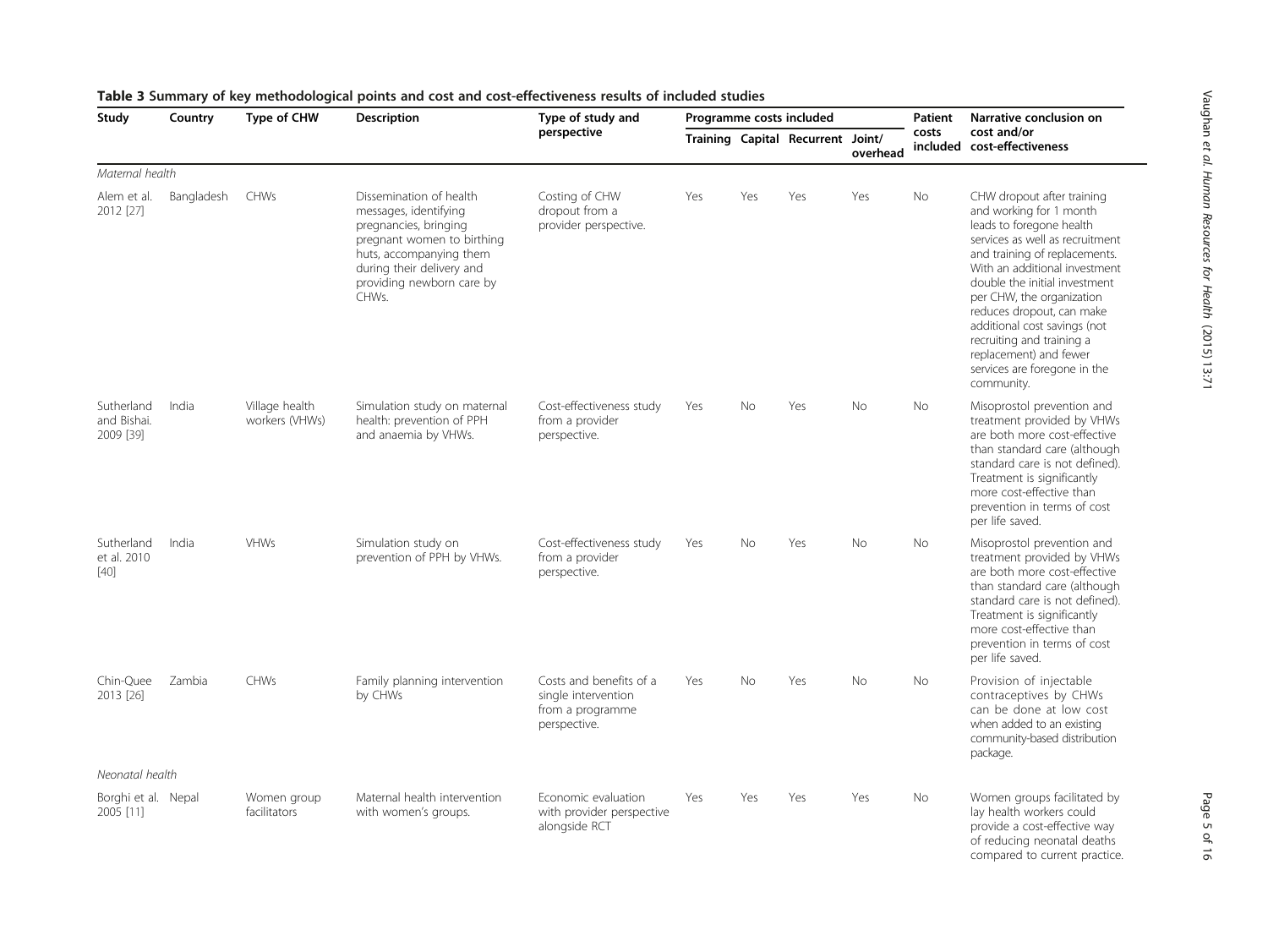**Table 3 Summary of key methodological points and cost and cost-effectiveness results of included studies**

| Study | Country | Type of CHW | Description | Type of study and perspective | Programme costs included | | | | Patient costs included | Narrative conclusion on cost and/or cost-effectiveness |
|---|---|---|---|---|---|---|---|---|---|---|
| | | | | | Training | Capital | Recurrent | Joint/ overhead | | |
| *Maternal health* | | | | | | | | | | |
| Alem et al. 2012 [27] | Bangladesh | CHWs | Dissemination of health messages, identifying pregnancies, bringing pregnant women to birthing huts, accompanying them during their delivery and providing newborn care by CHWs. | Costing of CHW dropout from a provider perspective. | Yes | Yes | Yes | Yes | No | CHW dropout after training and working for 1 month leads to foregone health services as well as recruitment and training of replacements. With an additional investment double the initial investment per CHW, the organization reduces dropout, can make additional cost savings (not recruiting and training a replacement) and fewer services are foregone in the community. |
| Sutherland and Bishai. 2009 [39] | India | Village health workers (VHWs) | Simulation study on maternal health: prevention of PPH and anaemia by VHWs. | Cost-effectiveness study from a provider perspective. | Yes | No | Yes | No | No | Misoprostol prevention and treatment provided by VHWs are both more cost-effective than standard care (although standard care is not defined). Treatment is significantly more cost-effective than prevention in terms of cost per life saved. |
| Sutherland et al. 2010 [40] | India | VHWs | Simulation study on prevention of PPH by VHWs. | Cost-effectiveness study from a provider perspective. | Yes | No | Yes | No | No | Misoprostol prevention and treatment provided by VHWs are both more cost-effective than standard care (although standard care is not defined). Treatment is significantly more cost-effective than prevention in terms of cost per life saved. |
| Chin-Quee 2013 [26] | Zambia | CHWs | Family planning intervention by CHWs | Costs and benefits of a single intervention from a programme perspective. | Yes | No | Yes | No | No | Provision of injectable contraceptives by CHWs can be done at low cost when added to an existing community-based distribution package. |
| *Neonatal health* | | | | | | | | | | |
| Borghi et al. 2005 [11] | Nepal | Women group facilitators | Maternal health intervention with women's groups. | Economic evaluation with provider perspective alongside RCT | Yes | Yes | Yes | Yes | No | Women groups facilitated by lay health workers could provide a cost-effective way of reducing neonatal deaths compared to current practice. |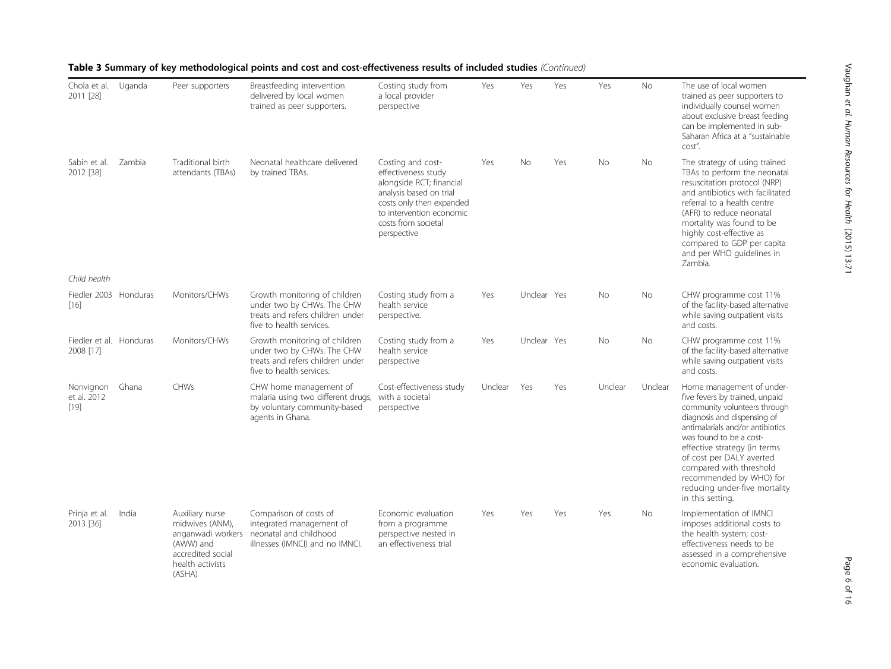**Table 3 Summary of key methodological points and cost and cost-effectiveness results of included studies** *(Continued)*

| | | | | | | | | | | |
|---|---|---|---|---|---|---|---|---|---|---|
| Chola et al. 2011 [28] | Uganda | Peer supporters | Breastfeeding intervention delivered by local women trained as peer supporters. | Costing study from a local provider perspective | Yes | Yes | Yes | Yes | No | The use of local women trained as peer supporters to individually counsel women about exclusive breast feeding can be implemented in sub-Saharan Africa at a "sustainable cost". |
| Sabin et al. 2012 [38] | Zambia | Traditional birth attendants (TBAs) | Neonatal healthcare delivered by trained TBAs. | Costing and cost-effectiveness study alongside RCT; financial analysis based on trial costs only then expanded to intervention economic costs from societal perspective | Yes | No | Yes | No | No | The strategy of using trained TBAs to perform the neonatal resuscitation protocol (NRP) and antibiotics with facilitated referral to a health centre (AFR) to reduce neonatal mortality was found to be highly cost-effective as compared to GDP per capita and per WHO guidelines in Zambia. |
| *Child health* | | | | | | | | | | |
| Fiedler 2003 [16] | Honduras | Monitors/CHWs | Growth monitoring of children under two by CHWs. The CHW treats and refers children under five to health services. | Costing study from a health service perspective. | Yes | Unclear | Yes | No | No | CHW programme cost 11% of the facility-based alternative while saving outpatient visits and costs. |
| Fiedler et al. 2008 [17] | Honduras | Monitors/CHWs | Growth monitoring of children under two by CHWs. The CHW treats and refers children under five to health services. | Costing study from a health service perspective | Yes | Unclear | Yes | No | No | CHW programme cost 11% of the facility-based alternative while saving outpatient visits and costs. |
| Nonvignon et al. 2012 [19] | Ghana | CHWs | CHW home management of malaria using two different drugs, by voluntary community-based agents in Ghana. | Cost-effectiveness study with a societal perspective | Unclear | Yes | Yes | Unclear | Unclear | Home management of under-five fevers by trained, unpaid community volunteers through diagnosis and dispensing of antimalarials and/or antibiotics was found to be a cost-effective strategy (in terms of cost per DALY averted compared with threshold recommended by WHO) for reducing under-five mortality in this setting. |
| Prinja et al. 2013 [36] | India | Auxiliary nurse midwives (ANM), anganwadi workers (AWW) and accredited social health activists (ASHA) | Comparison of costs of integrated management of neonatal and childhood illnesses (IMNCI) and no IMNCI. | Economic evaluation from a programme perspective nested in an effectiveness trial | Yes | Yes | Yes | Yes | No | Implementation of IMNCI imposes additional costs to the health system; cost-effectiveness needs to be assessed in a comprehensive economic evaluation. |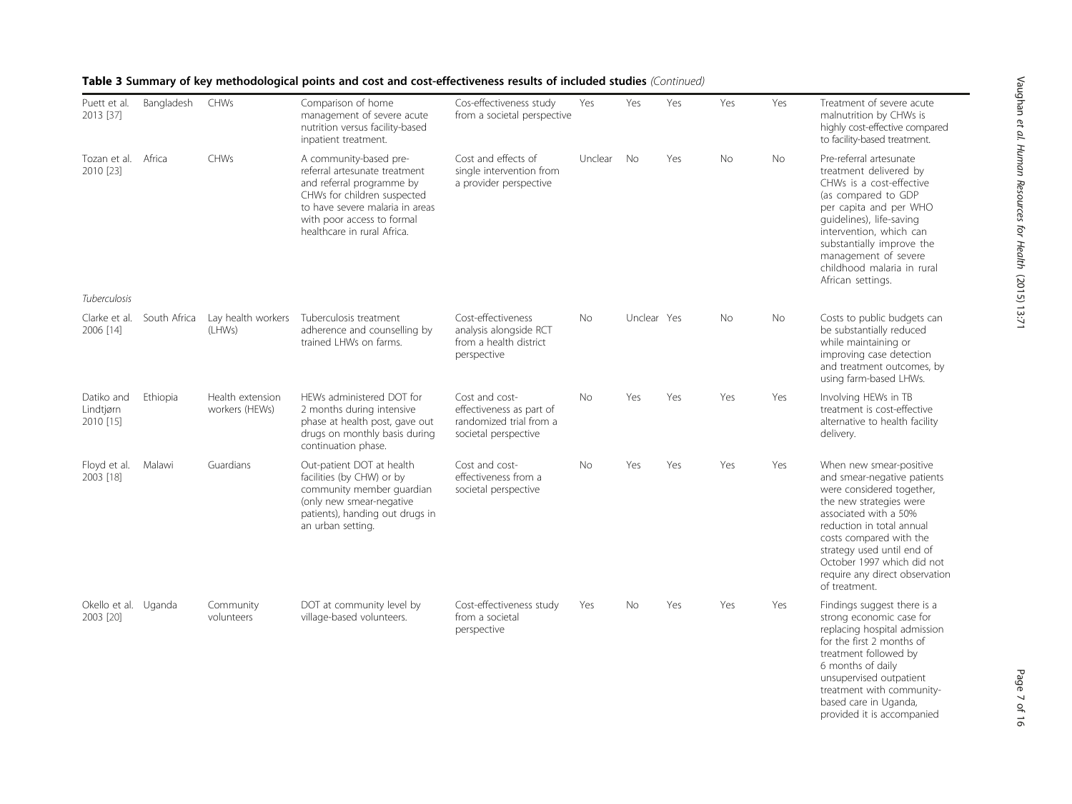**Table 3 Summary of key methodological points and cost and cost-effectiveness results of included studies** *(Continued)*

| | | | | | | | | | | |
|---|---|---|---|---|---|---|---|---|---|---|
| Puett et al. 2013 [37] | Bangladesh | CHWs | Comparison of home management of severe acute nutrition versus facility-based inpatient treatment. | Cos-effectiveness study from a societal perspective | Yes | Yes | Yes | Yes | Yes | Treatment of severe acute malnutrition by CHWs is highly cost-effective compared to facility-based treatment. |
| Tozan et al. 2010 [23] | Africa | CHWs | A community-based pre-referral artesunate treatment and referral programme by CHWs for children suspected to have severe malaria in areas with poor access to formal healthcare in rural Africa. | Cost and effects of single intervention from a provider perspective | Unclear | No | Yes | No | No | Pre-referral artesunate treatment delivered by CHWs is a cost-effective (as compared to GDP per capita and per WHO guidelines), life-saving intervention, which can substantially improve the management of severe childhood malaria in rural African settings. |
| *Tuberculosis* | | | | | | | | | | |
| Clarke et al. 2006 [14] | South Africa | Lay health workers (LHWs) | Tuberculosis treatment adherence and counselling by trained LHWs on farms. | Cost-effectiveness analysis alongside RCT from a health district perspective | No | Unclear | Yes | No | No | Costs to public budgets can be substantially reduced while maintaining or improving case detection and treatment outcomes, by using farm-based LHWs. |
| Datiko and Lindtjørn 2010 [15] | Ethiopia | Health extension workers (HEWs) | HEWs administered DOT for 2 months during intensive phase at health post, gave out drugs on monthly basis during continuation phase. | Cost and cost-effectiveness as part of randomized trial from a societal perspective | No | Yes | Yes | Yes | Yes | Involving HEWs in TB treatment is cost-effective alternative to health facility delivery. |
| Floyd et al. 2003 [18] | Malawi | Guardians | Out-patient DOT at health facilities (by CHW) or by community member guardian (only new smear-negative patients), handing out drugs in an urban setting. | Cost and cost-effectiveness from a societal perspective | No | Yes | Yes | Yes | Yes | When new smear-positive and smear-negative patients were considered together, the new strategies were associated with a 50% reduction in total annual costs compared with the strategy used until end of October 1997 which did not require any direct observation of treatment. |
| Okello et al. 2003 [20] | Uganda | Community volunteers | DOT at community level by village-based volunteers. | Cost-effectiveness study from a societal perspective | Yes | No | Yes | Yes | Yes | Findings suggest there is a strong economic case for replacing hospital admission for the first 2 months of treatment followed by 6 months of daily unsupervised outpatient treatment with community-based care in Uganda, provided it is accompanied |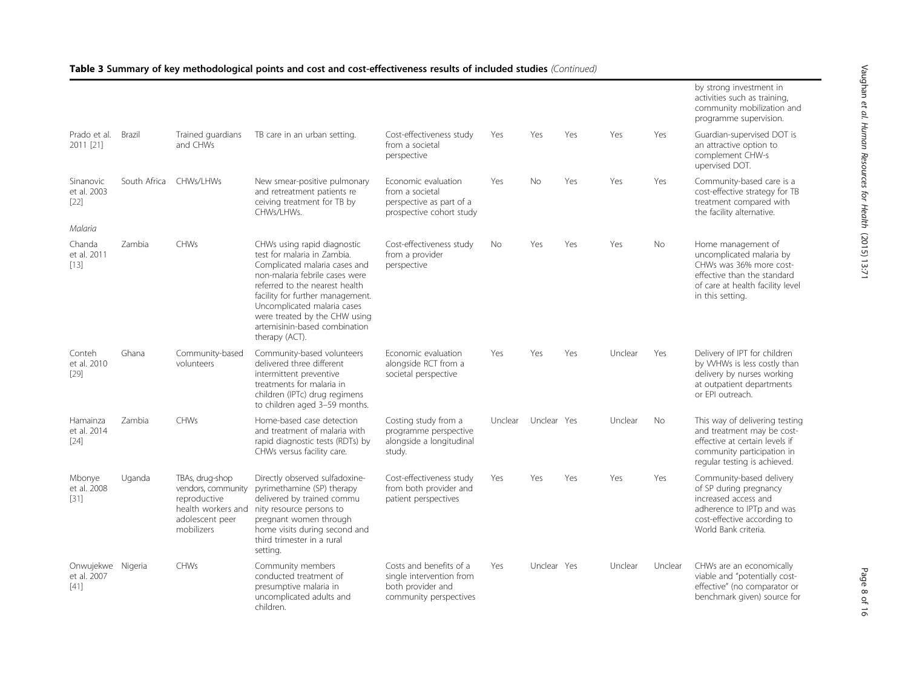**Table 3 Summary of key methodological points and cost and cost-effectiveness results of included studies** *(Continued)*

| | | | | | | | | | | |
|---|---|---|---|---|---|---|---|---|---|---|
| | | | | | | | | | | by strong investment in activities such as training, community mobilization and programme supervision. |
| Prado et al. 2011 [21] | Brazil | Trained guardians and CHWs | TB care in an urban setting. | Cost-effectiveness study from a societal perspective | Yes | Yes | Yes | Yes | Yes | Guardian-supervised DOT is an attractive option to complement CHW-s upervised DOT. |
| Sinanovic et al. 2003 [22] | South Africa | CHWs/LHWs | New smear-positive pulmonary and retreatment patients re ceiving treatment for TB by CHWs/LHWs. | Economic evaluation from a societal perspective as part of a prospective cohort study | Yes | No | Yes | Yes | Yes | Community-based care is a cost-effective strategy for TB treatment compared with the facility alternative. |
| *Malaria* | | | | | | | | | | |
| Chanda et al. 2011 [13] | Zambia | CHWs | CHWs using rapid diagnostic test for malaria in Zambia. Complicated malaria cases and non-malaria febrile cases were referred to the nearest health facility for further management. Uncomplicated malaria cases were treated by the CHW using artemisinin-based combination therapy (ACT). | Cost-effectiveness study from a provider perspective | No | Yes | Yes | Yes | No | Home management of uncomplicated malaria by CHWs was 36% more cost-effective than the standard of care at health facility level in this setting. |
| Conteh et al. 2010 [29] | Ghana | Community-based volunteers | Community-based volunteers delivered three different intermittent preventive treatments for malaria in children (IPTc) drug regimens to children aged 3–59 months. | Economic evaluation alongside RCT from a societal perspective | Yes | Yes | Yes | Unclear | Yes | Delivery of IPT for children by VHWs is less costly than delivery by nurses working at outpatient departments or EPI outreach. |
| Hamainza et al. 2014 [24] | Zambia | CHWs | Home-based case detection and treatment of malaria with rapid diagnostic tests (RDTs) by CHWs versus facility care. | Costing study from a programme perspective alongside a longitudinal study. | Unclear | Unclear | Yes | Unclear | No | This way of delivering testing and treatment may be cost-effective at certain levels if community participation in regular testing is achieved. |
| Mbonye et al. 2008 [31] | Uganda | TBAs, drug-shop vendors, community reproductive health workers and adolescent peer mobilizers | Directly observed sulfadoxine-pyrimethamine (SP) therapy delivered by trained commu nity resource persons to pregnant women through home visits during second and third trimester in a rural setting. | Cost-effectiveness study from both provider and patient perspectives | Yes | Yes | Yes | Yes | Yes | Community-based delivery of SP during pregnancy increased access and adherence to IPTp and was cost-effective according to World Bank criteria. |
| Onwujekwe et al. 2007 [41] | Nigeria | CHWs | Community members conducted treatment of presumptive malaria in uncomplicated adults and children. | Costs and benefits of a single intervention from both provider and community perspectives | Yes | Unclear | Yes | Unclear | Unclear | CHWs are an economically viable and "potentially cost-effective" (no comparator or benchmark given) source for |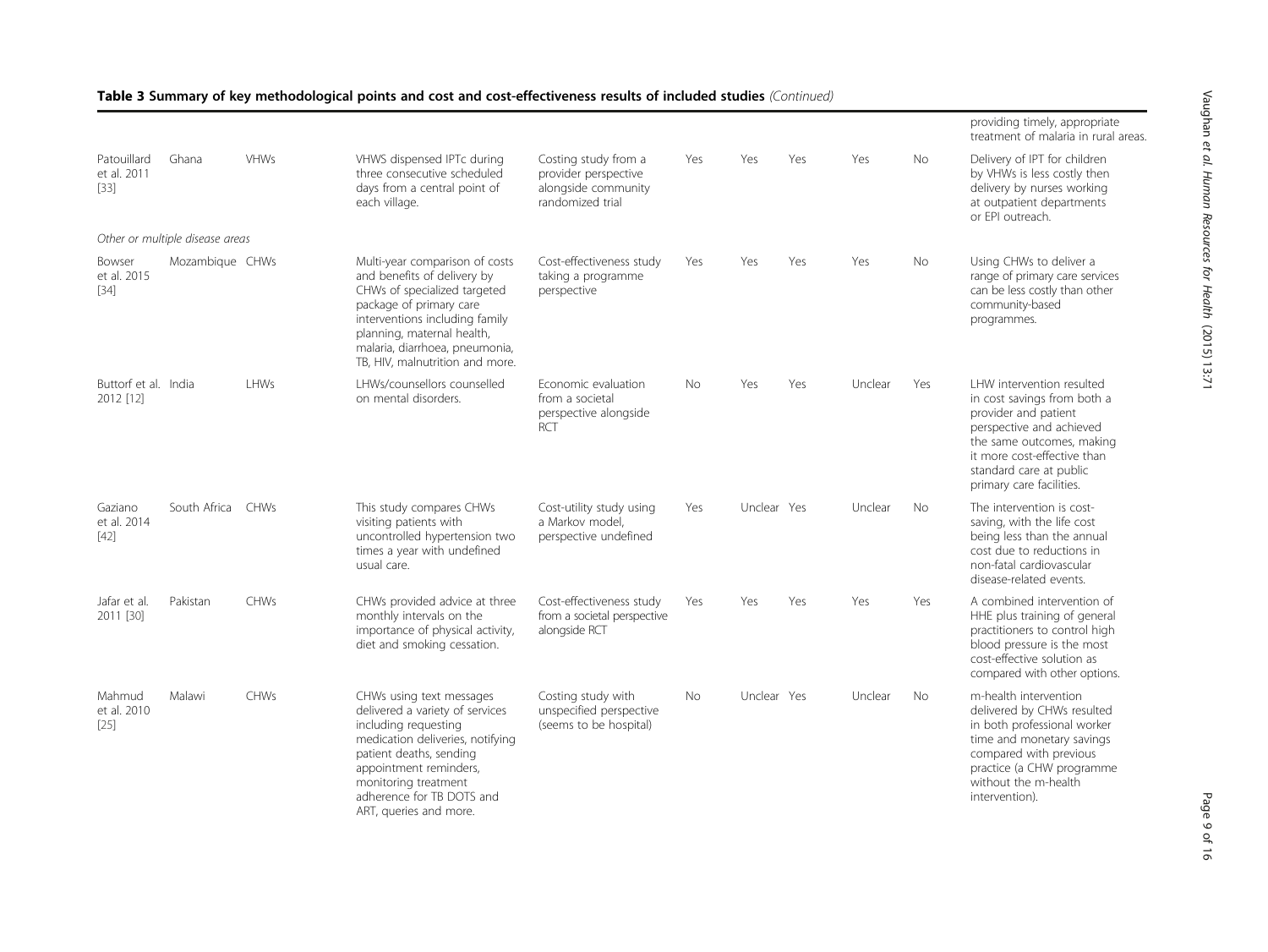**Table 3 Summary of key methodological points and cost and cost-effectiveness results of included studies** *(Continued)*

| | | | | | | | | | | |
|---|---|---|---|---|---|---|---|---|---|---|
| | | | | | | | | | | providing timely, appropriate treatment of malaria in rural areas. |
| Patouillard et al. 2011 [33] | Ghana | VHWs | VHWS dispensed IPTc during three consecutive scheduled days from a central point of each village. | Costing study from a provider perspective alongside community randomized trial | Yes | Yes | Yes | Yes | No | Delivery of IPT for children by VHWs is less costly then delivery by nurses working at outpatient departments or EPI outreach. |
| *Other or multiple disease areas* | | | | | | | | | | |
| Bowser et al. 2015 [34] | Mozambique | CHWs | Multi-year comparison of costs and benefits of delivery by CHWs of specialized targeted package of primary care interventions including family planning, maternal health, malaria, diarrhoea, pneumonia, TB, HIV, malnutrition and more. | Cost-effectiveness study taking a programme perspective | Yes | Yes | Yes | Yes | No | Using CHWs to deliver a range of primary care services can be less costly than other community-based programmes. |
| Buttorf et al. 2012 [12] | India | LHWs | LHWs/counsellors counselled on mental disorders. | Economic evaluation from a societal perspective alongside RCT | No | Yes | Yes | Unclear | Yes | LHW intervention resulted in cost savings from both a provider and patient perspective and achieved the same outcomes, making it more cost-effective than standard care at public primary care facilities. |
| Gaziano et al. 2014 [42] | South Africa | CHWs | This study compares CHWs visiting patients with uncontrolled hypertension two times a year with undefined usual care. | Cost-utility study using a Markov model, perspective undefined | Yes | Unclear | Yes | Unclear | No | The intervention is cost-saving, with the life cost being less than the annual cost due to reductions in non-fatal cardiovascular disease-related events. |
| Jafar et al. 2011 [30] | Pakistan | CHWs | CHWs provided advice at three monthly intervals on the importance of physical activity, diet and smoking cessation. | Cost-effectiveness study from a societal perspective alongside RCT | Yes | Yes | Yes | Yes | Yes | A combined intervention of HHE plus training of general practitioners to control high blood pressure is the most cost-effective solution as compared with other options. |
| Mahmud et al. 2010 [25] | Malawi | CHWs | CHWs using text messages delivered a variety of services including requesting medication deliveries, notifying patient deaths, sending appointment reminders, monitoring treatment adherence for TB DOTS and ART, queries and more. | Costing study with unspecified perspective (seems to be hospital) | No | Unclear | Yes | Unclear | No | m-health intervention delivered by CHWs resulted in both professional worker time and monetary savings compared with previous practice (a CHW programme without the m-health intervention). |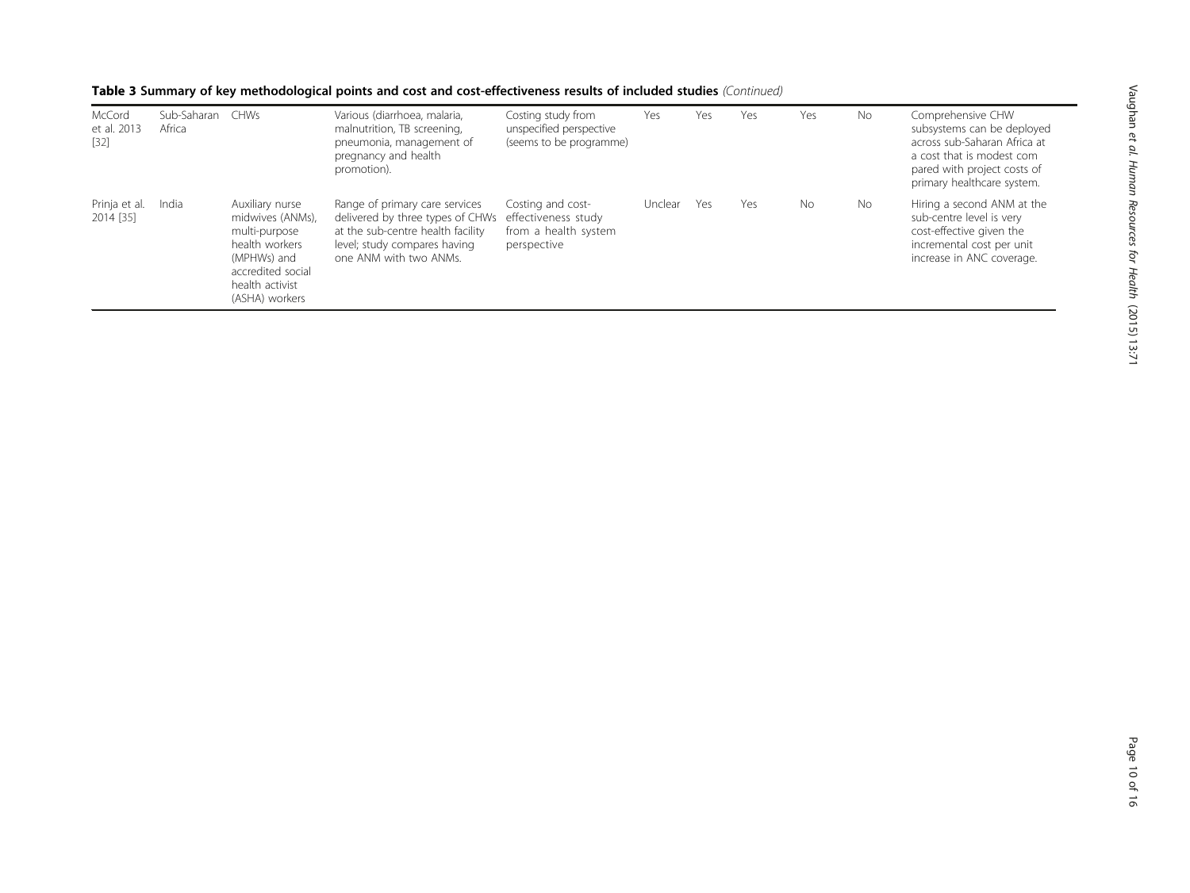**Table 3 Summary of key methodological points and cost and cost-effectiveness results of included studies** *(Continued)*

| | | | | | | | | | | |
|---|---|---|---|---|---|---|---|---|---|---|
| McCord et al. 2013 [32] | Sub-Saharan Africa | CHWs | Various (diarrhoea, malaria, malnutrition, TB screening, pneumonia, management of pregnancy and health promotion). | Costing study from unspecified perspective (seems to be programme) | Yes | Yes | Yes | Yes | No | Comprehensive CHW subsystems can be deployed across sub-Saharan Africa at a cost that is modest com pared with project costs of primary healthcare system. |
| Prinja et al. 2014 [35] | India | Auxiliary nurse midwives (ANMs), multi-purpose health workers (MPHWs) and accredited social health activist (ASHA) workers | Range of primary care services delivered by three types of CHWs at the sub-centre health facility level; study compares having one ANM with two ANMs. | Costing and cost-effectiveness study from a health system perspective | Unclear | Yes | Yes | No | No | Hiring a second ANM at the sub-centre level is very cost-effective given the incremental cost per unit increase in ANC coverage. |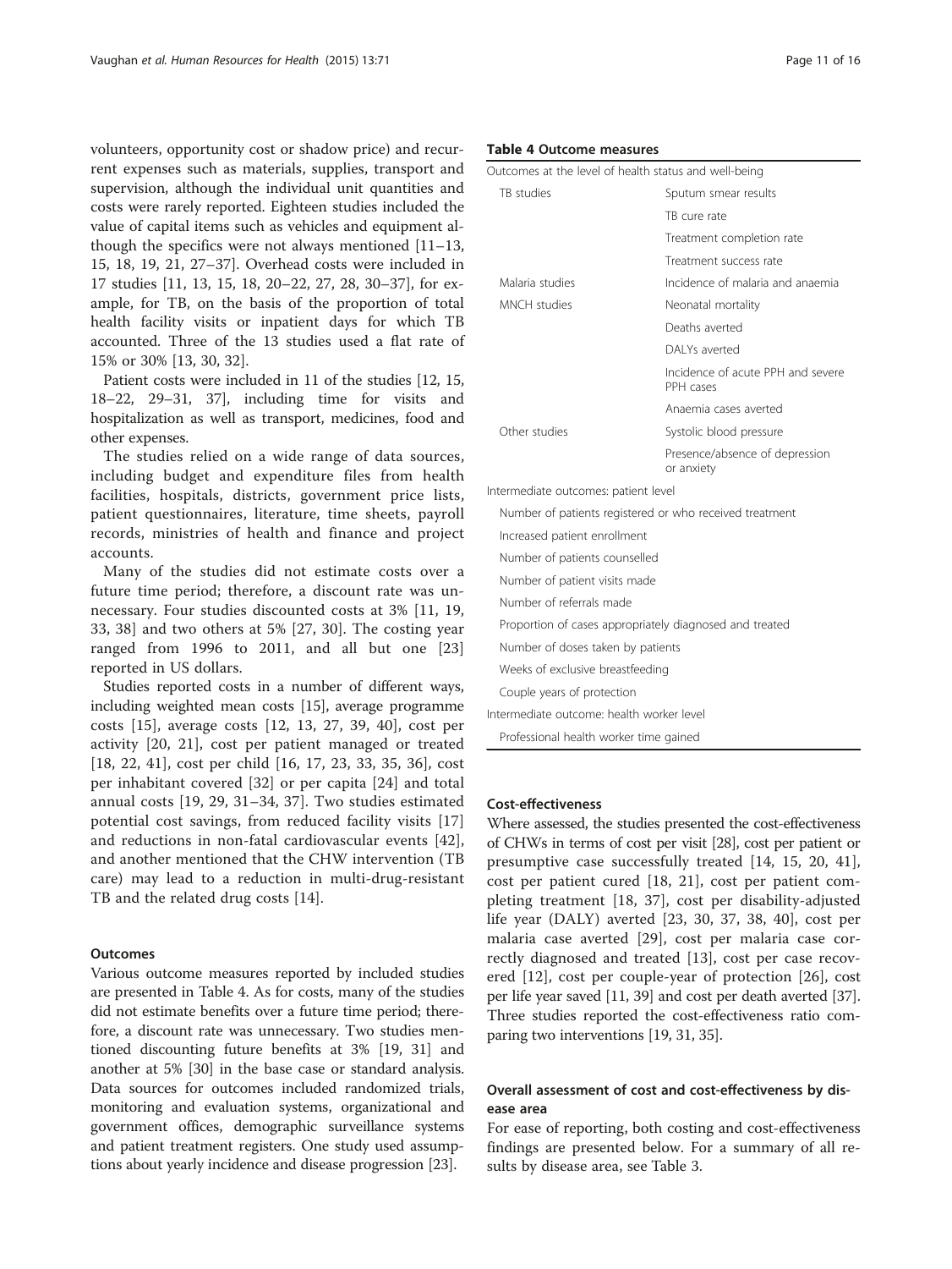volunteers, opportunity cost or shadow price) and recurrent expenses such as materials, supplies, transport and supervision, although the individual unit quantities and costs were rarely reported. Eighteen studies included the value of capital items such as vehicles and equipment although the specifics were not always mentioned [11–13, 15, 18, 19, 21, 27–37]. Overhead costs were included in 17 studies [11, 13, 15, 18, 20–22, 27, 28, 30–37], for example, for TB, on the basis of the proportion of total health facility visits or inpatient days for which TB accounted. Three of the 13 studies used a flat rate of 15% or 30% [13, 30, 32].

Patient costs were included in 11 of the studies [12, 15, 18–22, 29–31, 37], including time for visits and hospitalization as well as transport, medicines, food and other expenses.

The studies relied on a wide range of data sources, including budget and expenditure files from health facilities, hospitals, districts, government price lists, patient questionnaires, literature, time sheets, payroll records, ministries of health and finance and project accounts.

Many of the studies did not estimate costs over a future time period; therefore, a discount rate was unnecessary. Four studies discounted costs at 3% [11, 19, 33, 38] and two others at 5% [27, 30]. The costing year ranged from 1996 to 2011, and all but one [23] reported in US dollars.

Studies reported costs in a number of different ways, including weighted mean costs [15], average programme costs [15], average costs [12, 13, 27, 39, 40], cost per activity [20, 21], cost per patient managed or treated [18, 22, 41], cost per child [16, 17, 23, 33, 35, 36], cost per inhabitant covered [32] or per capita [24] and total annual costs [19, 29, 31–34, 37]. Two studies estimated potential cost savings, from reduced facility visits [17] and reductions in non-fatal cardiovascular events [42], and another mentioned that the CHW intervention (TB care) may lead to a reduction in multi-drug-resistant TB and the related drug costs [14].

### Outcomes

Various outcome measures reported by included studies are presented in Table 4. As for costs, many of the studies did not estimate benefits over a future time period; therefore, a discount rate was unnecessary. Two studies mentioned discounting future benefits at 3% [19, 31] and another at 5% [30] in the base case or standard analysis. Data sources for outcomes included randomized trials, monitoring and evaluation systems, organizational and government offices, demographic surveillance systems and patient treatment registers. One study used assumptions about yearly incidence and disease progression [23].

**Table 4 Outcome measures**

| Outcomes at the level of health status and well-being | |
|---|---|
| TB studies | Sputum smear results |
| | TB cure rate |
| | Treatment completion rate |
| | Treatment success rate |
| Malaria studies | Incidence of malaria and anaemia |
| MNCH studies | Neonatal mortality |
| | Deaths averted |
| | DALYs averted |
| | Incidence of acute PPH and severe PPH cases |
| | Anaemia cases averted |
| Other studies | Systolic blood pressure |
| | Presence/absence of depression or anxiety |
| Intermediate outcomes: patient level | |
| Number of patients registered or who received treatment | |
| Increased patient enrollment | |
| Number of patients counselled | |
| Number of patient visits made | |
| Number of referrals made | |
| Proportion of cases appropriately diagnosed and treated | |
| Number of doses taken by patients | |
| Weeks of exclusive breastfeeding | |
| Couple years of protection | |
| Intermediate outcome: health worker level | |
| Professional health worker time gained | |

### Cost-effectiveness

Where assessed, the studies presented the cost-effectiveness of CHWs in terms of cost per visit [28], cost per patient or presumptive case successfully treated [14, 15, 20, 41], cost per patient cured [18, 21], cost per patient completing treatment [18, 37], cost per disability-adjusted life year (DALY) averted [23, 30, 37, 38, 40], cost per malaria case averted [29], cost per malaria case correctly diagnosed and treated [13], cost per case recovered [12], cost per couple-year of protection [26], cost per life year saved [11, 39] and cost per death averted [37]. Three studies reported the cost-effectiveness ratio comparing two interventions [19, 31, 35].

### Overall assessment of cost and cost-effectiveness by disease area

For ease of reporting, both costing and cost-effectiveness findings are presented below. For a summary of all results by disease area, see Table 3.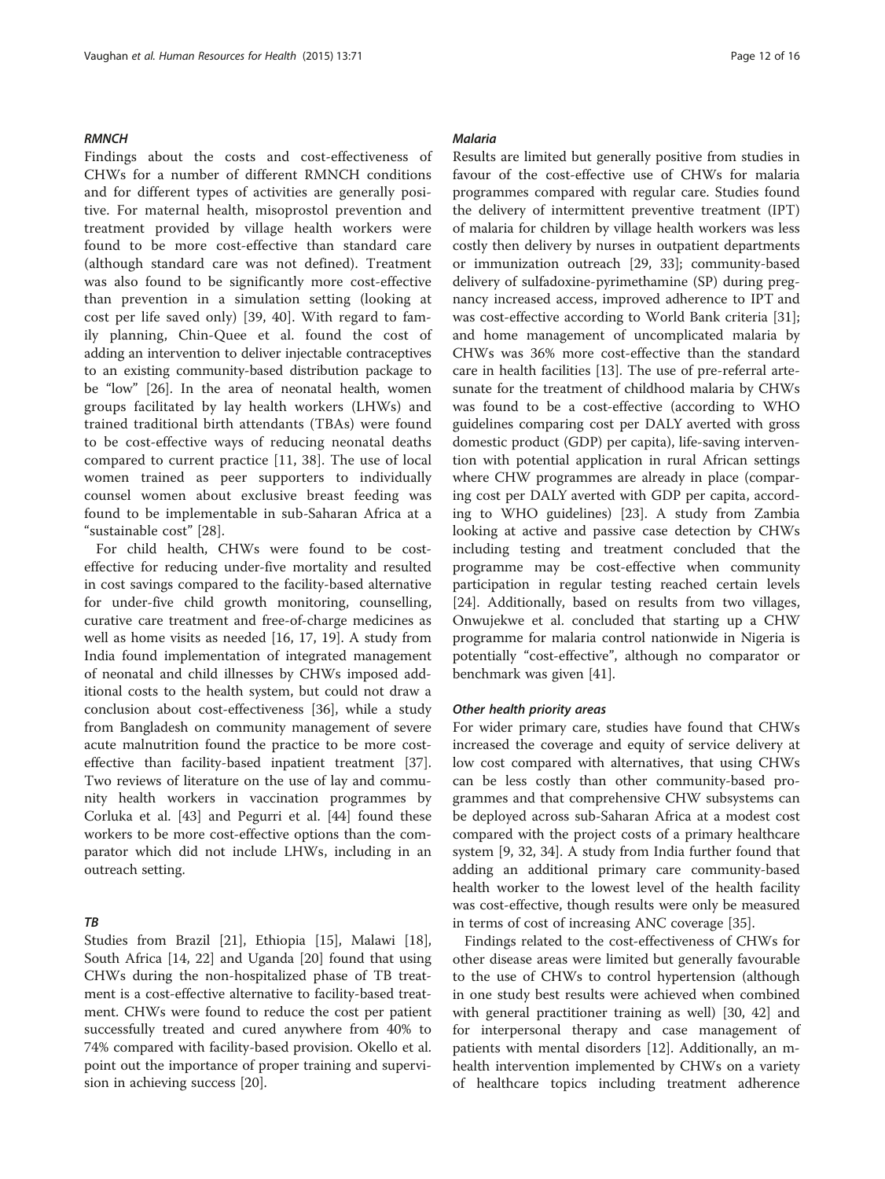#### *RMNCH*

Findings about the costs and cost-effectiveness of CHWs for a number of different RMNCH conditions and for different types of activities are generally positive. For maternal health, misoprostol prevention and treatment provided by village health workers were found to be more cost-effective than standard care (although standard care was not defined). Treatment was also found to be significantly more cost-effective than prevention in a simulation setting (looking at cost per life saved only) [39, 40]. With regard to family planning, Chin-Quee et al. found the cost of adding an intervention to deliver injectable contraceptives to an existing community-based distribution package to be "low" [26]. In the area of neonatal health, women groups facilitated by lay health workers (LHWs) and trained traditional birth attendants (TBAs) were found to be cost-effective ways of reducing neonatal deaths compared to current practice [11, 38]. The use of local women trained as peer supporters to individually counsel women about exclusive breast feeding was found to be implementable in sub-Saharan Africa at a "sustainable cost" [28].

For child health, CHWs were found to be cost-effective for reducing under-five mortality and resulted in cost savings compared to the facility-based alternative for under-five child growth monitoring, counselling, curative care treatment and free-of-charge medicines as well as home visits as needed [16, 17, 19]. A study from India found implementation of integrated management of neonatal and child illnesses by CHWs imposed additional costs to the health system, but could not draw a conclusion about cost-effectiveness [36], while a study from Bangladesh on community management of severe acute malnutrition found the practice to be more cost-effective than facility-based inpatient treatment [37]. Two reviews of literature on the use of lay and community health workers in vaccination programmes by Corluka et al. [43] and Pegurri et al. [44] found these workers to be more cost-effective options than the comparator which did not include LHWs, including in an outreach setting.

#### *TB*

Studies from Brazil [21], Ethiopia [15], Malawi [18], South Africa [14, 22] and Uganda [20] found that using CHWs during the non-hospitalized phase of TB treatment is a cost-effective alternative to facility-based treatment. CHWs were found to reduce the cost per patient successfully treated and cured anywhere from 40% to 74% compared with facility-based provision. Okello et al. point out the importance of proper training and supervision in achieving success [20].

#### *Malaria*

Results are limited but generally positive from studies in favour of the cost-effective use of CHWs for malaria programmes compared with regular care. Studies found the delivery of intermittent preventive treatment (IPT) of malaria for children by village health workers was less costly then delivery by nurses in outpatient departments or immunization outreach [29, 33]; community-based delivery of sulfadoxine-pyrimethamine (SP) during pregnancy increased access, improved adherence to IPT and was cost-effective according to World Bank criteria [31]; and home management of uncomplicated malaria by CHWs was 36% more cost-effective than the standard care in health facilities [13]. The use of pre-referral artesunate for the treatment of childhood malaria by CHWs was found to be a cost-effective (according to WHO guidelines comparing cost per DALY averted with gross domestic product (GDP) per capita), life-saving intervention with potential application in rural African settings where CHW programmes are already in place (comparing cost per DALY averted with GDP per capita, according to WHO guidelines) [23]. A study from Zambia looking at active and passive case detection by CHWs including testing and treatment concluded that the programme may be cost-effective when community participation in regular testing reached certain levels [24]. Additionally, based on results from two villages, Onwujekwe et al. concluded that starting up a CHW programme for malaria control nationwide in Nigeria is potentially "cost-effective", although no comparator or benchmark was given [41].

#### *Other health priority areas*

For wider primary care, studies have found that CHWs increased the coverage and equity of service delivery at low cost compared with alternatives, that using CHWs can be less costly than other community-based programmes and that comprehensive CHW subsystems can be deployed across sub-Saharan Africa at a modest cost compared with the project costs of a primary healthcare system [9, 32, 34]. A study from India further found that adding an additional primary care community-based health worker to the lowest level of the health facility was cost-effective, though results were only be measured in terms of cost of increasing ANC coverage [35].

Findings related to the cost-effectiveness of CHWs for other disease areas were limited but generally favourable to the use of CHWs to control hypertension (although in one study best results were achieved when combined with general practitioner training as well) [30, 42] and for interpersonal therapy and case management of patients with mental disorders [12]. Additionally, an m-health intervention implemented by CHWs on a variety of healthcare topics including treatment adherence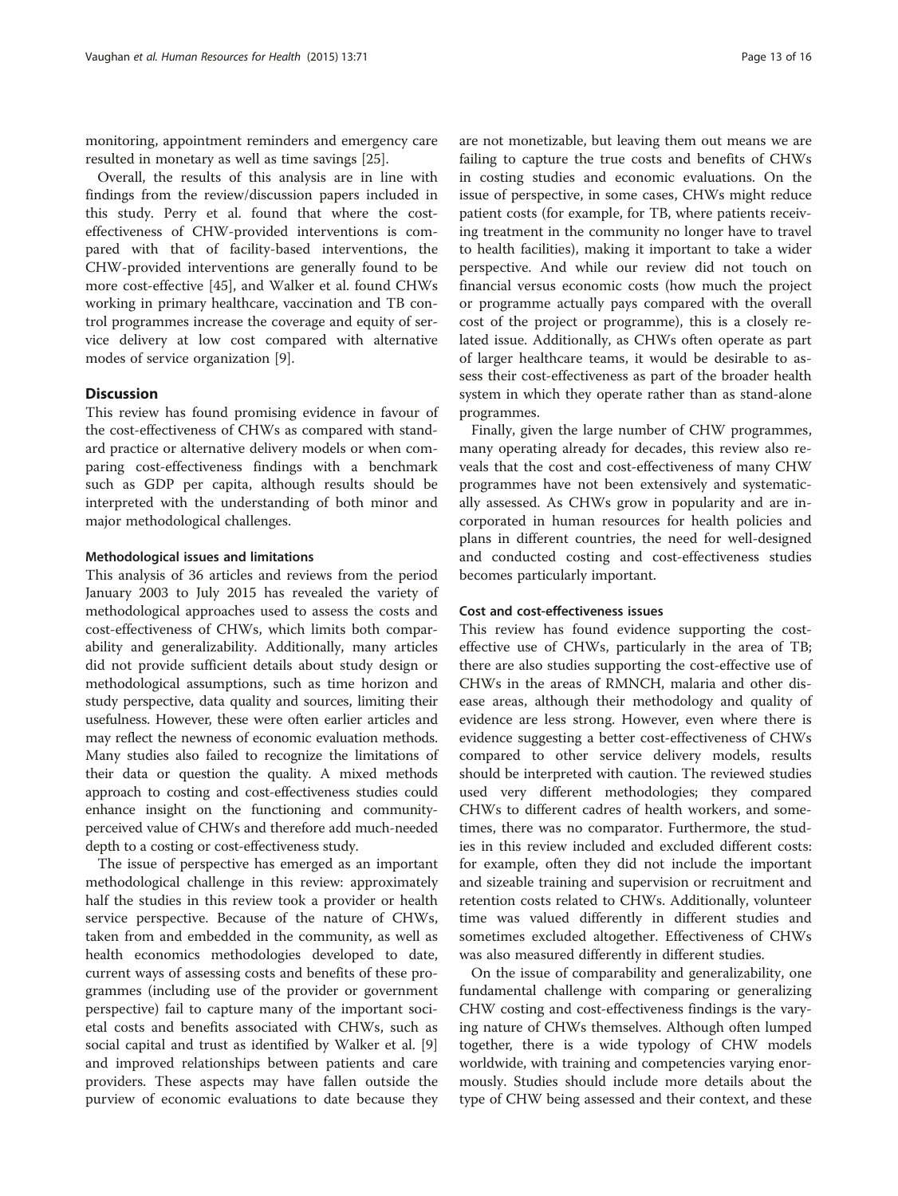monitoring, appointment reminders and emergency care resulted in monetary as well as time savings [25].

Overall, the results of this analysis are in line with findings from the review/discussion papers included in this study. Perry et al. found that where the cost-effectiveness of CHW-provided interventions is compared with that of facility-based interventions, the CHW-provided interventions are generally found to be more cost-effective [45], and Walker et al. found CHWs working in primary healthcare, vaccination and TB control programmes increase the coverage and equity of service delivery at low cost compared with alternative modes of service organization [9].

## Discussion

This review has found promising evidence in favour of the cost-effectiveness of CHWs as compared with standard practice or alternative delivery models or when comparing cost-effectiveness findings with a benchmark such as GDP per capita, although results should be interpreted with the understanding of both minor and major methodological challenges.

### Methodological issues and limitations

This analysis of 36 articles and reviews from the period January 2003 to July 2015 has revealed the variety of methodological approaches used to assess the costs and cost-effectiveness of CHWs, which limits both comparability and generalizability. Additionally, many articles did not provide sufficient details about study design or methodological assumptions, such as time horizon and study perspective, data quality and sources, limiting their usefulness. However, these were often earlier articles and may reflect the newness of economic evaluation methods. Many studies also failed to recognize the limitations of their data or question the quality. A mixed methods approach to costing and cost-effectiveness studies could enhance insight on the functioning and community-perceived value of CHWs and therefore add much-needed depth to a costing or cost-effectiveness study.

The issue of perspective has emerged as an important methodological challenge in this review: approximately half the studies in this review took a provider or health service perspective. Because of the nature of CHWs, taken from and embedded in the community, as well as health economics methodologies developed to date, current ways of assessing costs and benefits of these programmes (including use of the provider or government perspective) fail to capture many of the important societal costs and benefits associated with CHWs, such as social capital and trust as identified by Walker et al. [9] and improved relationships between patients and care providers. These aspects may have fallen outside the purview of economic evaluations to date because they are not monetizable, but leaving them out means we are failing to capture the true costs and benefits of CHWs in costing studies and economic evaluations. On the issue of perspective, in some cases, CHWs might reduce patient costs (for example, for TB, where patients receiving treatment in the community no longer have to travel to health facilities), making it important to take a wider perspective. And while our review did not touch on financial versus economic costs (how much the project or programme actually pays compared with the overall cost of the project or programme), this is a closely related issue. Additionally, as CHWs often operate as part of larger healthcare teams, it would be desirable to assess their cost-effectiveness as part of the broader health system in which they operate rather than as stand-alone programmes.

Finally, given the large number of CHW programmes, many operating already for decades, this review also reveals that the cost and cost-effectiveness of many CHW programmes have not been extensively and systematically assessed. As CHWs grow in popularity and are incorporated in human resources for health policies and plans in different countries, the need for well-designed and conducted costing and cost-effectiveness studies becomes particularly important.

### Cost and cost-effectiveness issues

This review has found evidence supporting the cost-effective use of CHWs, particularly in the area of TB; there are also studies supporting the cost-effective use of CHWs in the areas of RMNCH, malaria and other disease areas, although their methodology and quality of evidence are less strong. However, even where there is evidence suggesting a better cost-effectiveness of CHWs compared to other service delivery models, results should be interpreted with caution. The reviewed studies used very different methodologies; they compared CHWs to different cadres of health workers, and sometimes, there was no comparator. Furthermore, the studies in this review included and excluded different costs: for example, often they did not include the important and sizeable training and supervision or recruitment and retention costs related to CHWs. Additionally, volunteer time was valued differently in different studies and sometimes excluded altogether. Effectiveness of CHWs was also measured differently in different studies.

On the issue of comparability and generalizability, one fundamental challenge with comparing or generalizing CHW costing and cost-effectiveness findings is the varying nature of CHWs themselves. Although often lumped together, there is a wide typology of CHW models worldwide, with training and competencies varying enormously. Studies should include more details about the type of CHW being assessed and their context, and these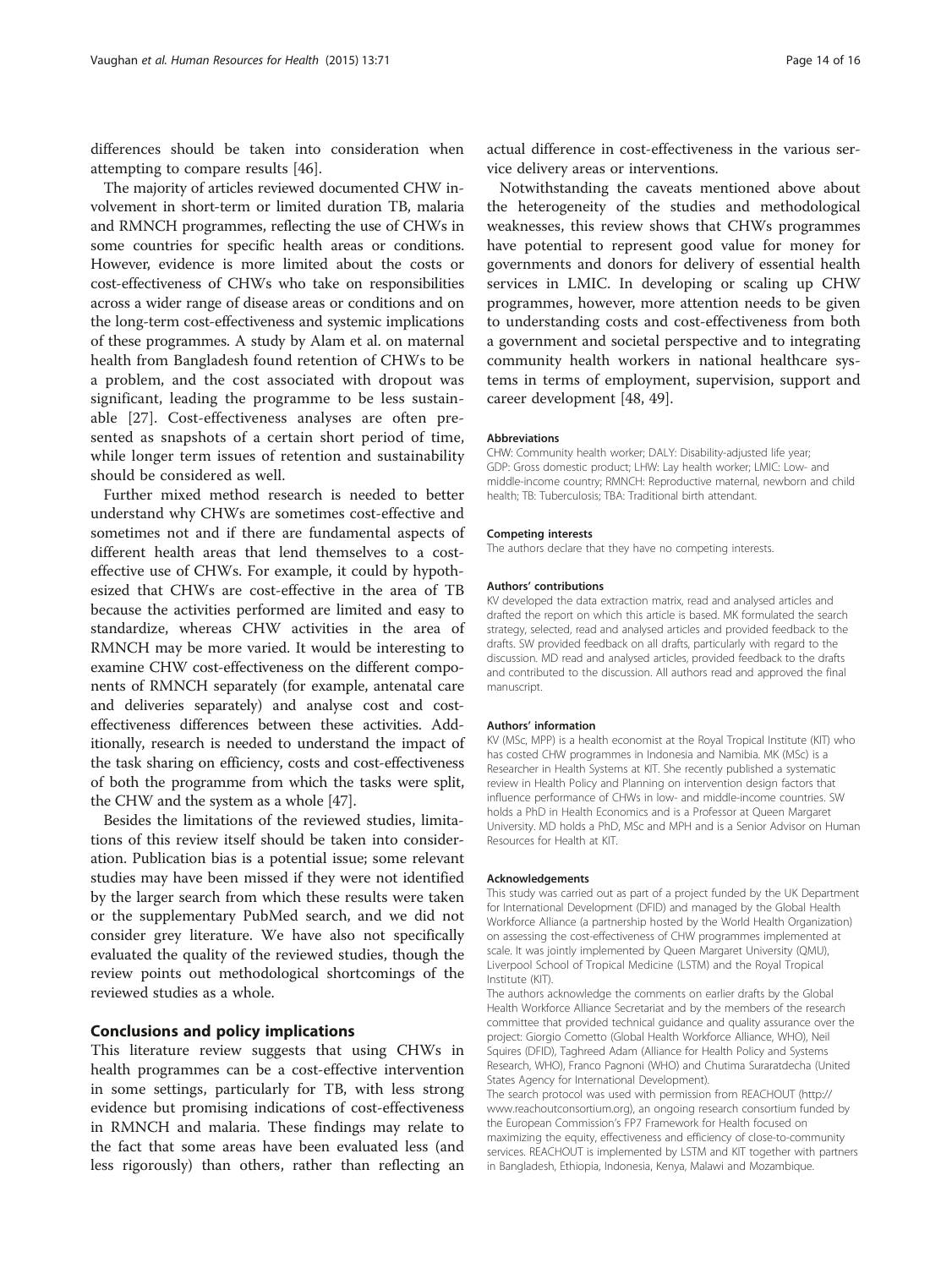differences should be taken into consideration when attempting to compare results [46].

The majority of articles reviewed documented CHW involvement in short-term or limited duration TB, malaria and RMNCH programmes, reflecting the use of CHWs in some countries for specific health areas or conditions. However, evidence is more limited about the costs or cost-effectiveness of CHWs who take on responsibilities across a wider range of disease areas or conditions and on the long-term cost-effectiveness and systemic implications of these programmes. A study by Alam et al. on maternal health from Bangladesh found retention of CHWs to be a problem, and the cost associated with dropout was significant, leading the programme to be less sustainable [27]. Cost-effectiveness analyses are often presented as snapshots of a certain short period of time, while longer term issues of retention and sustainability should be considered as well.

Further mixed method research is needed to better understand why CHWs are sometimes cost-effective and sometimes not and if there are fundamental aspects of different health areas that lend themselves to a cost-effective use of CHWs. For example, it could by hypothesized that CHWs are cost-effective in the area of TB because the activities performed are limited and easy to standardize, whereas CHW activities in the area of RMNCH may be more varied. It would be interesting to examine CHW cost-effectiveness on the different components of RMNCH separately (for example, antenatal care and deliveries separately) and analyse cost and cost-effectiveness differences between these activities. Additionally, research is needed to understand the impact of the task sharing on efficiency, costs and cost-effectiveness of both the programme from which the tasks were split, the CHW and the system as a whole [47].

Besides the limitations of the reviewed studies, limitations of this review itself should be taken into consideration. Publication bias is a potential issue; some relevant studies may have been missed if they were not identified by the larger search from which these results were taken or the supplementary PubMed search, and we did not consider grey literature. We have also not specifically evaluated the quality of the reviewed studies, though the review points out methodological shortcomings of the reviewed studies as a whole.

## Conclusions and policy implications

This literature review suggests that using CHWs in health programmes can be a cost-effective intervention in some settings, particularly for TB, with less strong evidence but promising indications of cost-effectiveness in RMNCH and malaria. These findings may relate to the fact that some areas have been evaluated less (and less rigorously) than others, rather than reflecting an actual difference in cost-effectiveness in the various service delivery areas or interventions.

Notwithstanding the caveats mentioned above about the heterogeneity of the studies and methodological weaknesses, this review shows that CHWs programmes have potential to represent good value for money for governments and donors for delivery of essential health services in LMIC. In developing or scaling up CHW programmes, however, more attention needs to be given to understanding costs and cost-effectiveness from both a government and societal perspective and to integrating community health workers in national healthcare systems in terms of employment, supervision, support and career development [48, 49].

#### Abbreviations

CHW: Community health worker; DALY: Disability-adjusted life year; GDP: Gross domestic product; LHW: Lay health worker; LMIC: Low- and middle-income country; RMNCH: Reproductive maternal, newborn and child health; TB: Tuberculosis; TBA: Traditional birth attendant.

#### Competing interests

The authors declare that they have no competing interests.

#### Authors' contributions

KV developed the data extraction matrix, read and analysed articles and drafted the report on which this article is based. MK formulated the search strategy, selected, read and analysed articles and provided feedback to the drafts. SW provided feedback on all drafts, particularly with regard to the discussion. MD read and analysed articles, provided feedback to the drafts and contributed to the discussion. All authors read and approved the final manuscript.

#### Authors' information

KV (MSc, MPP) is a health economist at the Royal Tropical Institute (KIT) who has costed CHW programmes in Indonesia and Namibia. MK (MSc) is a Researcher in Health Systems at KIT. She recently published a systematic review in Health Policy and Planning on intervention design factors that influence performance of CHWs in low- and middle-income countries. SW holds a PhD in Health Economics and is a Professor at Queen Margaret University. MD holds a PhD, MSc and MPH and is a Senior Advisor on Human Resources for Health at KIT.

#### Acknowledgements

This study was carried out as part of a project funded by the UK Department for International Development (DFID) and managed by the Global Health Workforce Alliance (a partnership hosted by the World Health Organization) on assessing the cost-effectiveness of CHW programmes implemented at scale. It was jointly implemented by Queen Margaret University (QMU), Liverpool School of Tropical Medicine (LSTM) and the Royal Tropical Institute (KIT).

The authors acknowledge the comments on earlier drafts by the Global Health Workforce Alliance Secretariat and by the members of the research committee that provided technical guidance and quality assurance over the project: Giorgio Cometto (Global Health Workforce Alliance, WHO), Neil Squires (DFID), Taghreed Adam (Alliance for Health Policy and Systems Research, WHO), Franco Pagnoni (WHO) and Chutima Suraratdecha (United States Agency for International Development).

The search protocol was used with permission from REACHOUT (http://www.reachoutconsortium.org), an ongoing research consortium funded by the European Commission's FP7 Framework for Health focused on maximizing the equity, effectiveness and efficiency of close-to-community services. REACHOUT is implemented by LSTM and KIT together with partners in Bangladesh, Ethiopia, Indonesia, Kenya, Malawi and Mozambique.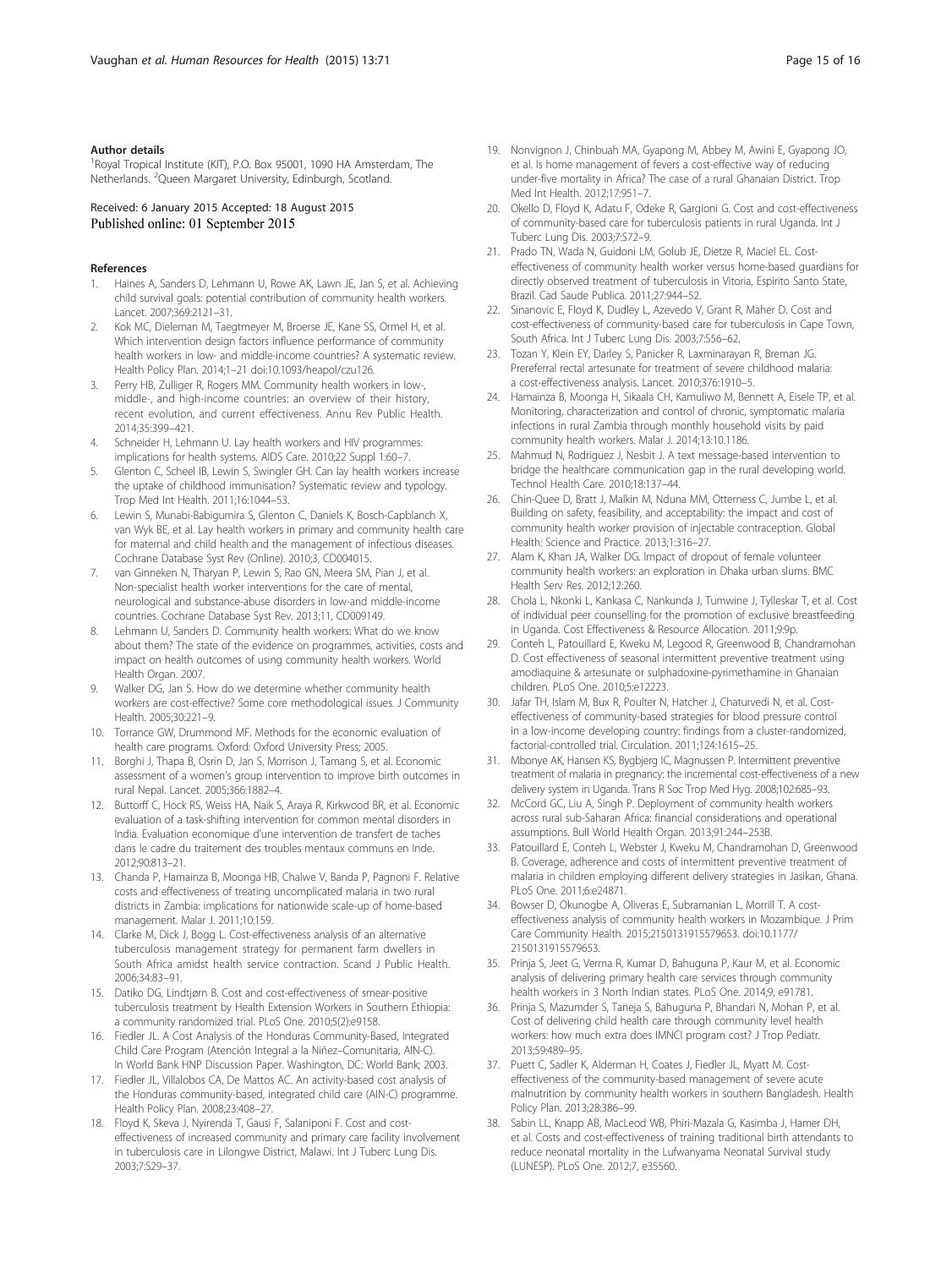#### Author details

[1]Royal Tropical Institute (KIT), P.O. Box 95001, 1090 HA Amsterdam, The Netherlands. [2]Queen Margaret University, Edinburgh, Scotland.

Received: 6 January 2015 Accepted: 18 August 2015
Published online: 01 September 2015

#### References

1. Haines A, Sanders D, Lehmann U, Rowe AK, Lawn JE, Jan S, et al. Achieving child survival goals: potential contribution of community health workers. Lancet. 2007;369:2121–31.
2. Kok MC, Dieleman M, Taegtmeyer M, Broerse JE, Kane SS, Ormel H, et al. Which intervention design factors influence performance of community health workers in low- and middle-income countries? A systematic review. Health Policy Plan. 2014;1–21 doi:10.1093/heapol/czu126.
3. Perry HB, Zulliger R, Rogers MM. Community health workers in low-, middle-, and high-income countries: an overview of their history, recent evolution, and current effectiveness. Annu Rev Public Health. 2014;35:399–421.
4. Schneider H, Lehmann U. Lay health workers and HIV programmes: implications for health systems. AIDS Care. 2010;22 Suppl 1:60–7.
5. Glenton C, Scheel IB, Lewin S, Swingler GH. Can lay health workers increase the uptake of childhood immunisation? Systematic review and typology. Trop Med Int Health. 2011;16:1044–53.
6. Lewin S, Munabi-Babigumira S, Glenton C, Daniels K, Bosch-Capblanch X, van Wyk BE, et al. Lay health workers in primary and community health care for maternal and child health and the management of infectious diseases. Cochrane Database Syst Rev (Online). 2010;3, CD004015.
7. van Ginneken N, Tharyan P, Lewin S, Rao GN, Meera SM, Pian J, et al. Non-specialist health worker interventions for the care of mental, neurological and substance-abuse disorders in low-and middle-income countries. Cochrane Database Syst Rev. 2013;11, CD009149.
8. Lehmann U, Sanders D. Community health workers: What do we know about them? The state of the evidence on programmes, activities, costs and impact on health outcomes of using community health workers. World Health Organ. 2007.
9. Walker DG, Jan S. How do we determine whether community health workers are cost-effective? Some core methodological issues. J Community Health. 2005;30:221–9.
10. Torrance GW, Drummond MF. Methods for the economic evaluation of health care programs. Oxford: Oxford University Press; 2005.
11. Borghi J, Thapa B, Osrin D, Jan S, Morrison J, Tamang S, et al. Economic assessment of a women's group intervention to improve birth outcomes in rural Nepal. Lancet. 2005;366:1882–4.
12. Buttorff C, Hock RS, Weiss HA, Naik S, Araya R, Kirkwood BR, et al. Economic evaluation of a task-shifting intervention for common mental disorders in India. Evaluation economique d'une intervention de transfert de taches dans le cadre du traitement des troubles mentaux communs en Inde. 2012;90:813–21.
13. Chanda P, Hamainza B, Moonga HB, Chalwe V, Banda P, Pagnoni F. Relative costs and effectiveness of treating uncomplicated malaria in two rural districts in Zambia: implications for nationwide scale-up of home-based management. Malar J. 2011;10:159.
14. Clarke M, Dick J, Bogg L. Cost-effectiveness analysis of an alternative tuberculosis management strategy for permanent farm dwellers in South Africa amidst health service contraction. Scand J Public Health. 2006;34:83–91.
15. Datiko DG, Lindtjørn B. Cost and cost-effectiveness of smear-positive tuberculosis treatment by Health Extension Workers in Southern Ethiopia: a community randomized trial. PLoS One. 2010;5(2):e9158.
16. Fiedler JL. A Cost Analysis of the Honduras Community-Based, Integrated Child Care Program (Atención Integral a la Niñez–Comunitaria, AIN-C). In World Bank HNP Discussion Paper. Washington, DC: World Bank; 2003.
17. Fiedler JL, Villalobos CA, De Mattos AC. An activity-based cost analysis of the Honduras community-based, integrated child care (AIN-C) programme. Health Policy Plan. 2008;23:408–27.
18. Floyd K, Skeva J, Nyirenda T, Gausi F, Salaniponi F. Cost and cost-effectiveness of increased community and primary care facility involvement in tuberculosis care in Lilongwe District, Malawi. Int J Tuberc Lung Dis. 2003;7:S29–37.
19. Nonvignon J, Chinbuah MA, Gyapong M, Abbey M, Awini E, Gyapong JO, et al. Is home management of fevers a cost-effective way of reducing under-five mortality in Africa? The case of a rural Ghanaian District. Trop Med Int Health. 2012;17:951–7.
20. Okello D, Floyd K, Adatu F, Odeke R, Gargioni G. Cost and cost-effectiveness of community-based care for tuberculosis patients in rural Uganda. Int J Tuberc Lung Dis. 2003;7:S72–9.
21. Prado TN, Wada N, Guidoni LM, Golub JE, Dietze R, Maciel EL. Cost-effectiveness of community health worker versus home-based guardians for directly observed treatment of tuberculosis in Vitoria, Espirito Santo State, Brazil. Cad Saude Publica. 2011;27:944–52.
22. Sinanovic E, Floyd K, Dudley L, Azevedo V, Grant R, Maher D. Cost and cost-effectiveness of community-based care for tuberculosis in Cape Town, South Africa. Int J Tuberc Lung Dis. 2003;7:S56–62.
23. Tozan Y, Klein EY, Darley S, Panicker R, Laxminarayan R, Breman JG. Prereferral rectal artesunate for treatment of severe childhood malaria: a cost-effectiveness analysis. Lancet. 2010;376:1910–5.
24. Hamainza B, Moonga H, Sikaala CH, Kamuliwo M, Bennett A, Eisele TP, et al. Monitoring, characterization and control of chronic, symptomatic malaria infections in rural Zambia through monthly household visits by paid community health workers. Malar J. 2014;13:10.1186.
25. Mahmud N, Rodriguez J, Nesbit J. A text message-based intervention to bridge the healthcare communication gap in the rural developing world. Technol Health Care. 2010;18:137–44.
26. Chin-Quee D, Bratt J, Malkin M, Nduna MM, Otterness C, Jumbe L, et al. Building on safety, feasibility, and acceptability: the impact and cost of community health worker provision of injectable contraception. Global Health: Science and Practice. 2013;1:316–27.
27. Alam K, Khan JA, Walker DG. Impact of dropout of female volunteer community health workers: an exploration in Dhaka urban slums. BMC Health Serv Res. 2012;12:260.
28. Chola L, Nkonki L, Kankasa C, Nankunda J, Tumwine J, Tylleskar T, et al. Cost of individual peer counselling for the promotion of exclusive breastfeeding in Uganda. Cost Effectiveness & Resource Allocation. 2011;9:9p.
29. Conteh L, Patouillard E, Kweku M, Legood R, Greenwood B, Chandramohan D. Cost effectiveness of seasonal intermittent preventive treatment using amodiaquine & artesunate or sulphadoxine-pyrimethamine in Ghanaian children. PLoS One. 2010;5:e12223.
30. Jafar TH, Islam M, Bux R, Poulter N, Hatcher J, Chaturvedi N, et al. Cost-effectiveness of community-based strategies for blood pressure control in a low-income developing country: findings from a cluster-randomized, factorial-controlled trial. Circulation. 2011;124:1615–25.
31. Mbonye AK, Hansen KS, Bygbjerg IC, Magnussen P. Intermittent preventive treatment of malaria in pregnancy: the incremental cost-effectiveness of a new delivery system in Uganda. Trans R Soc Trop Med Hyg. 2008;102:685–93.
32. McCord GC, Liu A, Singh P. Deployment of community health workers across rural sub-Saharan Africa: financial considerations and operational assumptions. Bull World Health Organ. 2013;91:244–253B.
33. Patouillard E, Conteh L, Webster J, Kweku M, Chandramohan D, Greenwood B. Coverage, adherence and costs of intermittent preventive treatment of malaria in children employing different delivery strategies in Jasikan, Ghana. PLoS One. 2011;6:e24871.
34. Bowser D, Okunogbe A, Oliveras E, Subramanian L, Morrill T. A cost-effectiveness analysis of community health workers in Mozambique. J Prim Care Community Health. 2015;2150131915579653. doi:10.1177/2150131915579653.
35. Prinja S, Jeet G, Verma R, Kumar D, Bahuguna P, Kaur M, et al. Economic analysis of delivering primary health care services through community health workers in 3 North Indian states. PLoS One. 2014;9, e91781.
36. Prinja S, Mazumder S, Taneja S, Bahuguna P, Bhandari N, Mohan P, et al. Cost of delivering child health care through community level health workers: how much extra does IMNCI program cost? J Trop Pediatr. 2013;59:489–95.
37. Puett C, Sadler K, Alderman H, Coates J, Fiedler JL, Myatt M. Cost-effectiveness of the community-based management of severe acute malnutrition by community health workers in southern Bangladesh. Health Policy Plan. 2013;28:386–99.
38. Sabin LL, Knapp AB, MacLeod WB, Phiri-Mazala G, Kasimba J, Hamer DH, et al. Costs and cost-effectiveness of training traditional birth attendants to reduce neonatal mortality in the Lufwanyama Neonatal Survival study (LUNESP). PLoS One. 2012;7, e35560.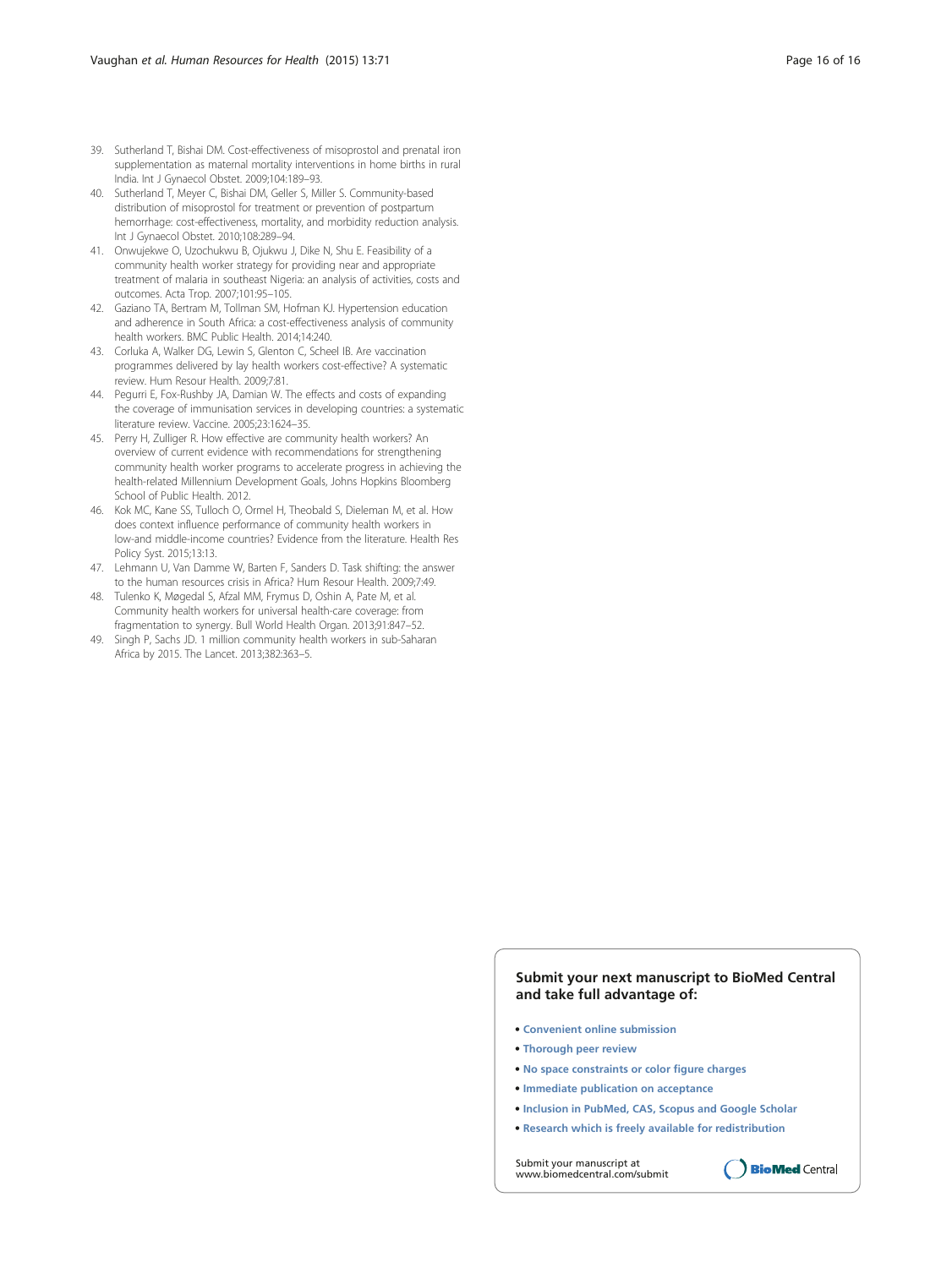39. Sutherland T, Bishai DM. Cost-effectiveness of misoprostol and prenatal iron supplementation as maternal mortality interventions in home births in rural India. Int J Gynaecol Obstet. 2009;104:189–93.
40. Sutherland T, Meyer C, Bishai DM, Geller S, Miller S. Community-based distribution of misoprostol for treatment or prevention of postpartum hemorrhage: cost-effectiveness, mortality, and morbidity reduction analysis. Int J Gynaecol Obstet. 2010;108:289–94.
41. Onwujekwe O, Uzochukwu B, Ojukwu J, Dike N, Shu E. Feasibility of a community health worker strategy for providing near and appropriate treatment of malaria in southeast Nigeria: an analysis of activities, costs and outcomes. Acta Trop. 2007;101:95–105.
42. Gaziano TA, Bertram M, Tollman SM, Hofman KJ. Hypertension education and adherence in South Africa: a cost-effectiveness analysis of community health workers. BMC Public Health. 2014;14:240.
43. Corluka A, Walker DG, Lewin S, Glenton C, Scheel IB. Are vaccination programmes delivered by lay health workers cost-effective? A systematic review. Hum Resour Health. 2009;7:81.
44. Pegurri E, Fox-Rushby JA, Damian W. The effects and costs of expanding the coverage of immunisation services in developing countries: a systematic literature review. Vaccine. 2005;23:1624–35.
45. Perry H, Zulliger R. How effective are community health workers? An overview of current evidence with recommendations for strengthening community health worker programs to accelerate progress in achieving the health-related Millennium Development Goals, Johns Hopkins Bloomberg School of Public Health. 2012.
46. Kok MC, Kane SS, Tulloch O, Ormel H, Theobald S, Dieleman M, et al. How does context influence performance of community health workers in low-and middle-income countries? Evidence from the literature. Health Res Policy Syst. 2015;13:13.
47. Lehmann U, Van Damme W, Barten F, Sanders D. Task shifting: the answer to the human resources crisis in Africa? Hum Resour Health. 2009;7:49.
48. Tulenko K, Møgedal S, Afzal MM, Frymus D, Oshin A, Pate M, et al. Community health workers for universal health-care coverage: from fragmentation to synergy. Bull World Health Organ. 2013;91:847–52.
49. Singh P, Sachs JD. 1 million community health workers in sub-Saharan Africa by 2015. The Lancet. 2013;382:363–5.

**Submit your next manuscript to BioMed Central and take full advantage of:**

- **Convenient online submission**
- **Thorough peer review**
- **No space constraints or color figure charges**
- **Immediate publication on acceptance**
- **Inclusion in PubMed, CAS, Scopus and Google Scholar**
- **Research which is freely available for redistribution**

Submit your manuscript at
www.biomedcentral.com/submit

BioMed Central